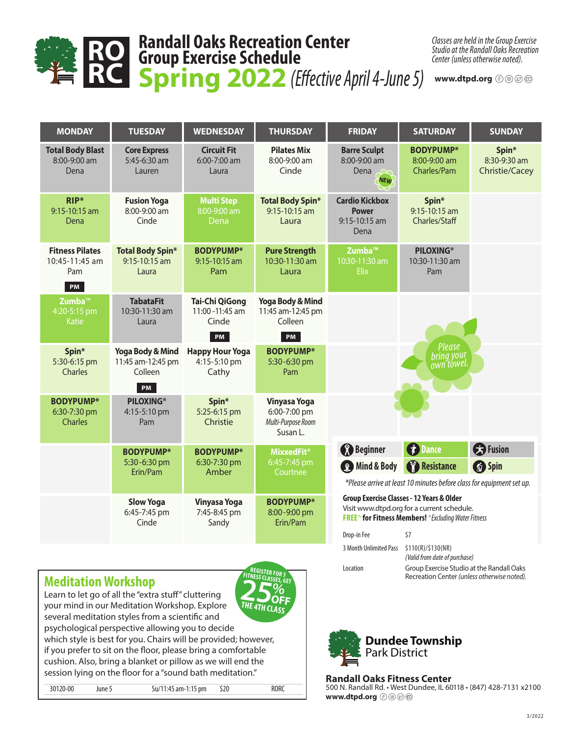# Randall Oaks Recreation Center Group Exercise Schedule

## Spring 2022 *(Effective April 4-June 5)*

*Classes are held in the Group Exercise Studio at the Randall Oaks Recreation Center (unless otherwise noted).*

**www.dtpd.org**

| MONDAY | TUESDAY | WEDNESDAY | THURSDAY | FRIDAY | SATURDAY | SUNDAY |
|---|---|---|---|---|---|---|
| **Total Body Blast** 8:00-9:00 am Dena | **Core Express** 5:45-6:30 am Lauren | **Circuit Fit** 6:00-7:00 am Laura | **Pilates Mix** 8:00-9:00 am Cinde | **Barre Sculpt** 8:00-9:00 am Dena NEW | **BODYPUMP*** 8:00-9:00 am Charles/Pam | **Spin*** 8:30-9:30 am Christie/Cacey |
| **RIP*** 9:15-10:15 am Dena | **Fusion Yoga** 8:00-9:00 am Cinde | **Multi Step** 8:00-9:00 am Dena | **Total Body Spin*** 9:15-10:15 am Laura | **Cardio Kickbox Power** 9:15-10:15 am Dena | **Spin*** 9:15-10:15 am Charles/Staff | |
| **Fitness Pilates** 10:45-11:45 am Pam PM | **Total Body Spin*** 9:15-10:15 am Laura | **BODYPUMP*** 9:15-10:15 am Pam | **Pure Strength** 10:30-11:30 am Laura | **Zumba™** 10:30-11:30 am Elix | **PILOXING®** 10:30-11:30 am Pam | |
| **Zumba™** 4:20-5:15 pm Katie | **TabataFit** 10:30-11:30 am Laura | **Tai-Chi QiGong** 11:00-11:45 am Cinde PM | **Yoga Body & Mind** 11:45 am-12:45 pm Colleen PM | | | |
| **Spin*** 5:30-6:15 pm Charles | **Yoga Body & Mind** 11:45 am-12:45 pm Colleen PM | **Happy Hour Yoga** 4:15-5:10 pm Cathy | **BODYPUMP*** 5:30-6:30 pm Pam | | | |
| **BODYPUMP*** 6:30-7:30 pm Charles | **PILOXING®** 4:15-5:10 pm Pam | **Spin*** 5:25-6:15 pm Christie | **Vinyasa Yoga** 6:00-7:00 pm *Multi-Purpose Room* Susan L. | | | |
| | **BODYPUMP*** 5:30-6:30 pm Erin/Pam | **BODYPUMP*** 6:30-7:30 pm Amber | **MixxedFit®** 6:45-7:45 pm Courtnee | | | |
| | **Slow Yoga** 6:45-7:45 pm Cinde | **Vinyasa Yoga** 7:45-8:45 pm Sandy | **BODYPUMP*** 8:00-9:00 pm Erin/Pam | | | |

*Please bring your own towel.*

Beginner · Dance · Fusion · Mind & Body · Resistance · Spin

*\*Please arrive at least 10 minutes before class for equipment set up.*

**Group Exercise Classes - 12 Years & Older**
Visit www.dtpd.org for a current schedule.
**FREE^ for Fitness Members!** *^Excluding Water Fitness*

| | |
|---|---|
| Drop-in Fee | $7 |
| 3 Month Unlimited Pass | $110(R)/$130(NR) *(Valid from date of purchase)* |
| Location | Group Exercise Studio at the Randall Oaks Recreation Center *(unless otherwise noted).* |

## Meditation Workshop

**REGISTER FOR 3 FITNESS CLASSES, GET 25% OFF THE 4TH CLASS**

Learn to let go of all the "extra stuff" cluttering your mind in our Meditation Workshop. Explore several meditation styles from a scientific and psychological perspective allowing you to decide which style is best for you. Chairs will be provided; however, if you prefer to sit on the floor, please bring a comfortable cushion. Also, bring a blanket or pillow as we will end the session lying on the floor for a "sound bath meditation."

| 30120-00 | June 5 | Su/11:45 am-1:15 pm | $20 | RORC |
|---|---|---|---|---|

**Dundee Township Park District**

**Randall Oaks Fitness Center**
500 N. Randall Rd. • West Dundee, IL 60118 • (847) 428-7131 x2100
**www.dtpd.org**

3/2022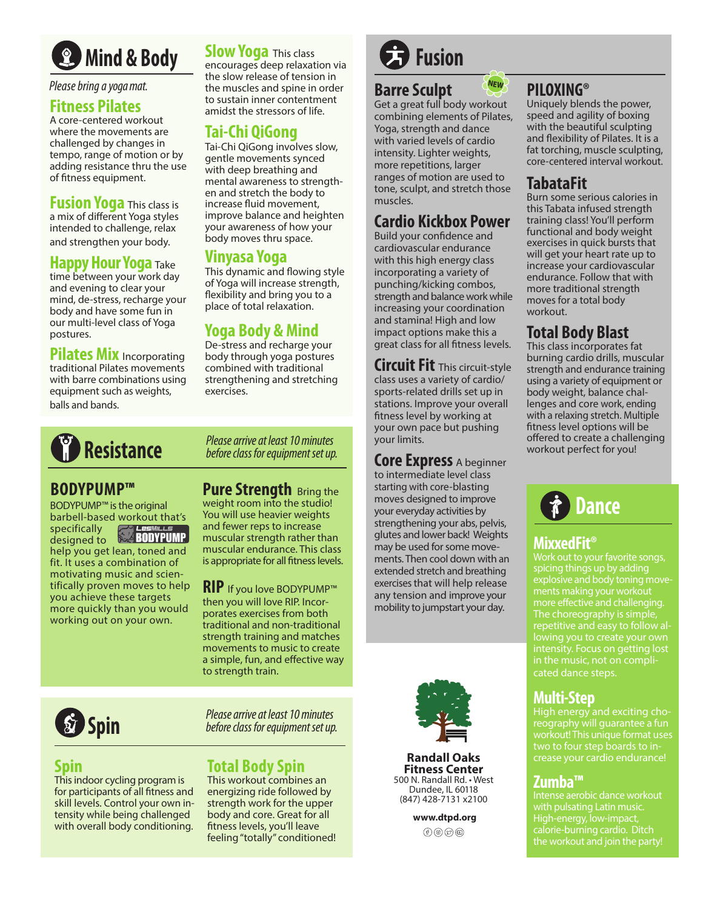## Mind & Body

*Please bring a yoga mat.*

### Fitness Pilates

A core-centered workout where the movements are challenged by changes in tempo, range of motion or by adding resistance thru the use of fitness equipment.

### Fusion Yoga

This class is a mix of different Yoga styles intended to challenge, relax and strengthen your body.

### Happy Hour Yoga

Take time between your work day and evening to clear your mind, de-stress, recharge your body and have some fun in our multi-level class of Yoga postures.

### Pilates Mix

Incorporating traditional Pilates movements with barre combinations using equipment such as weights, balls and bands.

### Slow Yoga

This class encourages deep relaxation via the slow release of tension in the muscles and spine in order to sustain inner contentment amidst the stressors of life.

### Tai-Chi QiGong

Tai-Chi QiGong involves slow, gentle movements synced with deep breathing and mental awareness to strengthen and stretch the body to increase fluid movement, improve balance and heighten your awareness of how your body moves thru space.

### Vinyasa Yoga

This dynamic and flowing style of Yoga will increase strength, flexibility and bring you to a place of total relaxation.

### Yoga Body & Mind

De-stress and recharge your body through yoga postures combined with traditional strengthening and stretching exercises.

## Resistance

*Please arrive at least 10 minutes before class for equipment set up.*

### BODYPUMP™

BODYPUMP™ is the original barbell-based workout that's specifically designed to help you get lean, toned and fit. It uses a combination of motivating music and scientifically proven moves to help you achieve these targets more quickly than you would working out on your own.

LES MILLS BODYPUMP

### Pure Strength

Bring the weight room into the studio! You will use heavier weights and fewer reps to increase muscular strength rather than muscular endurance. This class is appropriate for all fitness levels.

### RIP

If you love BODYPUMP™ then you will love RIP. Incorporates exercises from both traditional and non-traditional strength training and matches movements to music to create a simple, fun, and effective way to strength train.

## Spin

*Please arrive at least 10 minutes before class for equipment set up.*

### Spin

This indoor cycling program is for participants of all fitness and skill levels. Control your own intensity while being challenged with overall body conditioning.

### Total Body Spin

This workout combines an energizing ride followed by strength work for the upper body and core. Great for all fitness levels, you'll leave feeling "totally" conditioned!

## Fusion

### Barre Sculpt

NEW

Get a great full body workout combining elements of Pilates, Yoga, strength and dance with varied levels of cardio intensity. Lighter weights, more repetitions, larger ranges of motion are used to tone, sculpt, and stretch those muscles.

### Cardio Kickbox Power

Build your confidence and cardiovascular endurance with this high energy class incorporating a variety of punching/kicking combos, strength and balance work while increasing your coordination and stamina! High and low impact options make this a great class for all fitness levels.

### Circuit Fit

This circuit-style class uses a variety of cardio/sports-related drills set up in stations. Improve your overall fitness level by working at your own pace but pushing your limits.

### Core Express

A beginner to intermediate level class starting with core-blasting moves designed to improve your everyday activities by strengthening your abs, pelvis, glutes and lower back! Weights may be used for some movements. Then cool down with an extended stretch and breathing exercises that will help release any tension and improve your mobility to jumpstart your day.

### PILOXING®

Uniquely blends the power, speed and agility of boxing with the beautiful sculpting and flexibility of Pilates. It is a fat torching, muscle sculpting, core-centered interval workout.

### TabataFit

Burn some serious calories in this Tabata infused strength training class! You'll perform functional and body weight exercises in quick bursts that will get your heart rate up to increase your cardiovascular endurance. Follow that with more traditional strength moves for a total body workout.

### Total Body Blast

This class incorporates fat burning cardio drills, muscular strength and endurance training using a variety of equipment or body weight, balance challenges and core work, ending with a relaxing stretch. Multiple fitness level options will be offered to create a challenging workout perfect for you!

## Dance

### MixxedFit®

Work out to your favorite songs, spicing things up by adding explosive and body toning movements making your workout more effective and challenging. The choreography is simple, repetitive and easy to follow allowing you to create your own intensity. Focus on getting lost in the music, not on complicated dance steps.

### Multi-Step

High energy and exciting choreography will guarantee a fun workout! This unique format uses two to four step boards to increase your cardio endurance!

### Zumba™

Intense aerobic dance workout with pulsating Latin music. High-energy, low-impact, calorie-burning cardio. Ditch the workout and join the party!

**Randall Oaks Fitness Center**
500 N. Randall Rd. • West Dundee, IL 60118
(847) 428-7131 x2100

**www.dtpd.org**